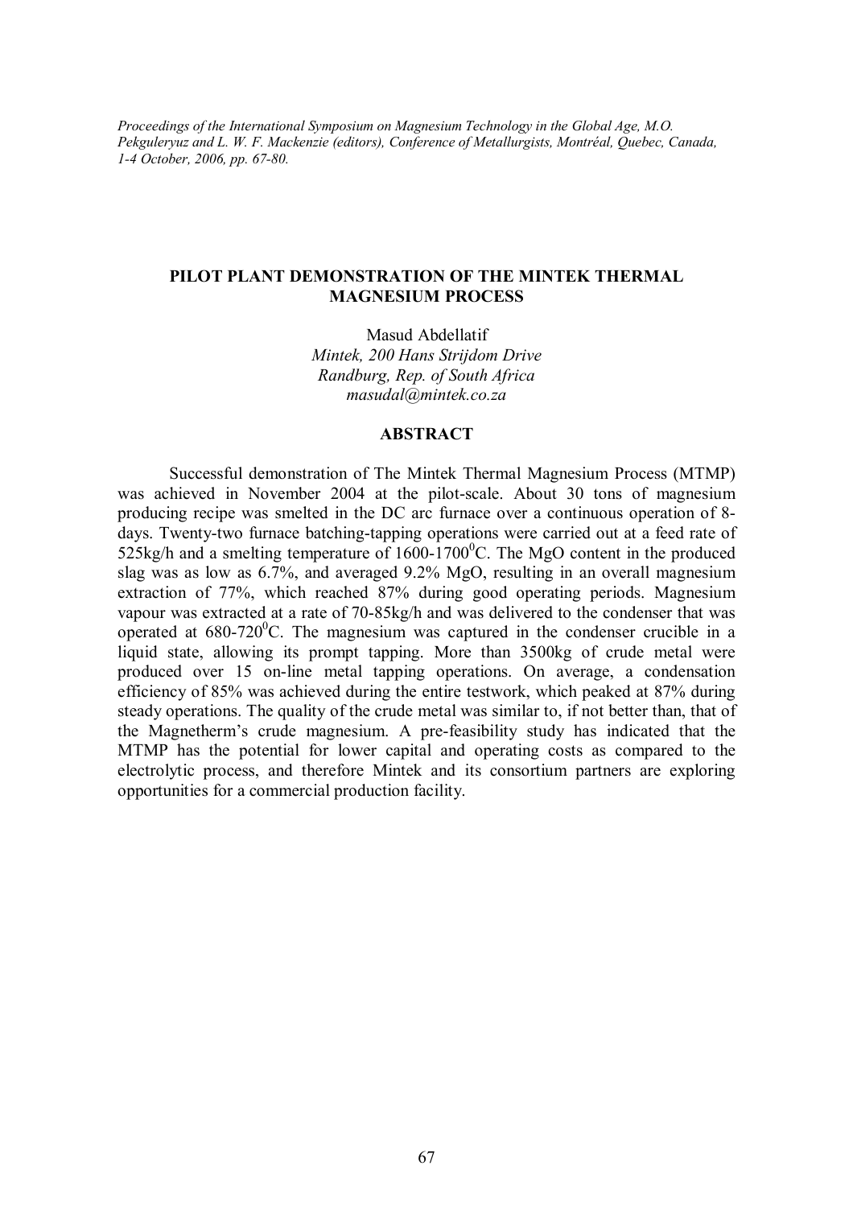*Proceedings of the International Symposium on Magnesium Technology in the Global Age, M.O. Pekguleryuz and L. W. F. Mackenzie (editors), Conference of Metallurgists, Montréal, Quebec, Canada, 1-4 October, 2006, pp. 67-80.*

# PILOT PLANT DEMONSTRATION OF THE MINTEK THERMAL MAGNESIUM PROCESS

Masud Abdellatif
*Mintek, 200 Hans Strijdom Drive*
*Randburg, Rep. of South Africa*
*masudal@mintek.co.za*

## ABSTRACT

Successful demonstration of The Mintek Thermal Magnesium Process (MTMP) was achieved in November 2004 at the pilot-scale. About 30 tons of magnesium producing recipe was smelted in the DC arc furnace over a continuous operation of 8-days. Twenty-two furnace batching-tapping operations were carried out at a feed rate of 525kg/h and a smelting temperature of 1600-1700$^0$C. The MgO content in the produced slag was as low as 6.7%, and averaged 9.2% MgO, resulting in an overall magnesium extraction of 77%, which reached 87% during good operating periods. Magnesium vapour was extracted at a rate of 70-85kg/h and was delivered to the condenser that was operated at 680-720$^0$C. The magnesium was captured in the condenser crucible in a liquid state, allowing its prompt tapping. More than 3500kg of crude metal were produced over 15 on-line metal tapping operations. On average, a condensation efficiency of 85% was achieved during the entire testwork, which peaked at 87% during steady operations. The quality of the crude metal was similar to, if not better than, that of the Magnetherm's crude magnesium. A pre-feasibility study has indicated that the MTMP has the potential for lower capital and operating costs as compared to the electrolytic process, and therefore Mintek and its consortium partners are exploring opportunities for a commercial production facility.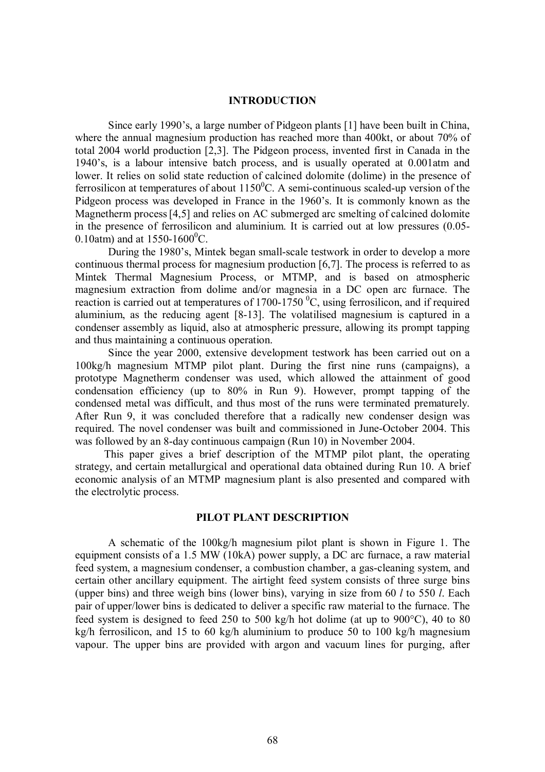## INTRODUCTION

Since early 1990's, a large number of Pidgeon plants [1] have been built in China, where the annual magnesium production has reached more than 400kt, or about 70% of total 2004 world production [2,3]. The Pidgeon process, invented first in Canada in the 1940's, is a labour intensive batch process, and is usually operated at 0.001atm and lower. It relies on solid state reduction of calcined dolomite (dolime) in the presence of ferrosilicon at temperatures of about $1150^0$C. A semi-continuous scaled-up version of the Pidgeon process was developed in France in the 1960's. It is commonly known as the Magnetherm process [4,5] and relies on AC submerged arc smelting of calcined dolomite in the presence of ferrosilicon and aluminium. It is carried out at low pressures (0.05-0.10atm) and at $1550\text{-}1600^0$C.

During the 1980's, Mintek began small-scale testwork in order to develop a more continuous thermal process for magnesium production [6,7]. The process is referred to as Mintek Thermal Magnesium Process, or MTMP, and is based on atmospheric magnesium extraction from dolime and/or magnesia in a DC open arc furnace. The reaction is carried out at temperatures of 1700-1750 $^0$C, using ferrosilicon, and if required aluminium, as the reducing agent [8-13]. The volatilised magnesium is captured in a condenser assembly as liquid, also at atmospheric pressure, allowing its prompt tapping and thus maintaining a continuous operation.

Since the year 2000, extensive development testwork has been carried out on a 100kg/h magnesium MTMP pilot plant. During the first nine runs (campaigns), a prototype Magnetherm condenser was used, which allowed the attainment of good condensation efficiency (up to 80% in Run 9). However, prompt tapping of the condensed metal was difficult, and thus most of the runs were terminated prematurely. After Run 9, it was concluded therefore that a radically new condenser design was required. The novel condenser was built and commissioned in June-October 2004. This was followed by an 8-day continuous campaign (Run 10) in November 2004.

This paper gives a brief description of the MTMP pilot plant, the operating strategy, and certain metallurgical and operational data obtained during Run 10. A brief economic analysis of an MTMP magnesium plant is also presented and compared with the electrolytic process.

## PILOT PLANT DESCRIPTION

A schematic of the 100kg/h magnesium pilot plant is shown in Figure 1. The equipment consists of a 1.5 MW (10kA) power supply, a DC arc furnace, a raw material feed system, a magnesium condenser, a combustion chamber, a gas-cleaning system, and certain other ancillary equipment. The airtight feed system consists of three surge bins (upper bins) and three weigh bins (lower bins), varying in size from 60 *l* to 550 *l*. Each pair of upper/lower bins is dedicated to deliver a specific raw material to the furnace. The feed system is designed to feed 250 to 500 kg/h hot dolime (at up to 900°C), 40 to 80 kg/h ferrosilicon, and 15 to 60 kg/h aluminium to produce 50 to 100 kg/h magnesium vapour. The upper bins are provided with argon and vacuum lines for purging, after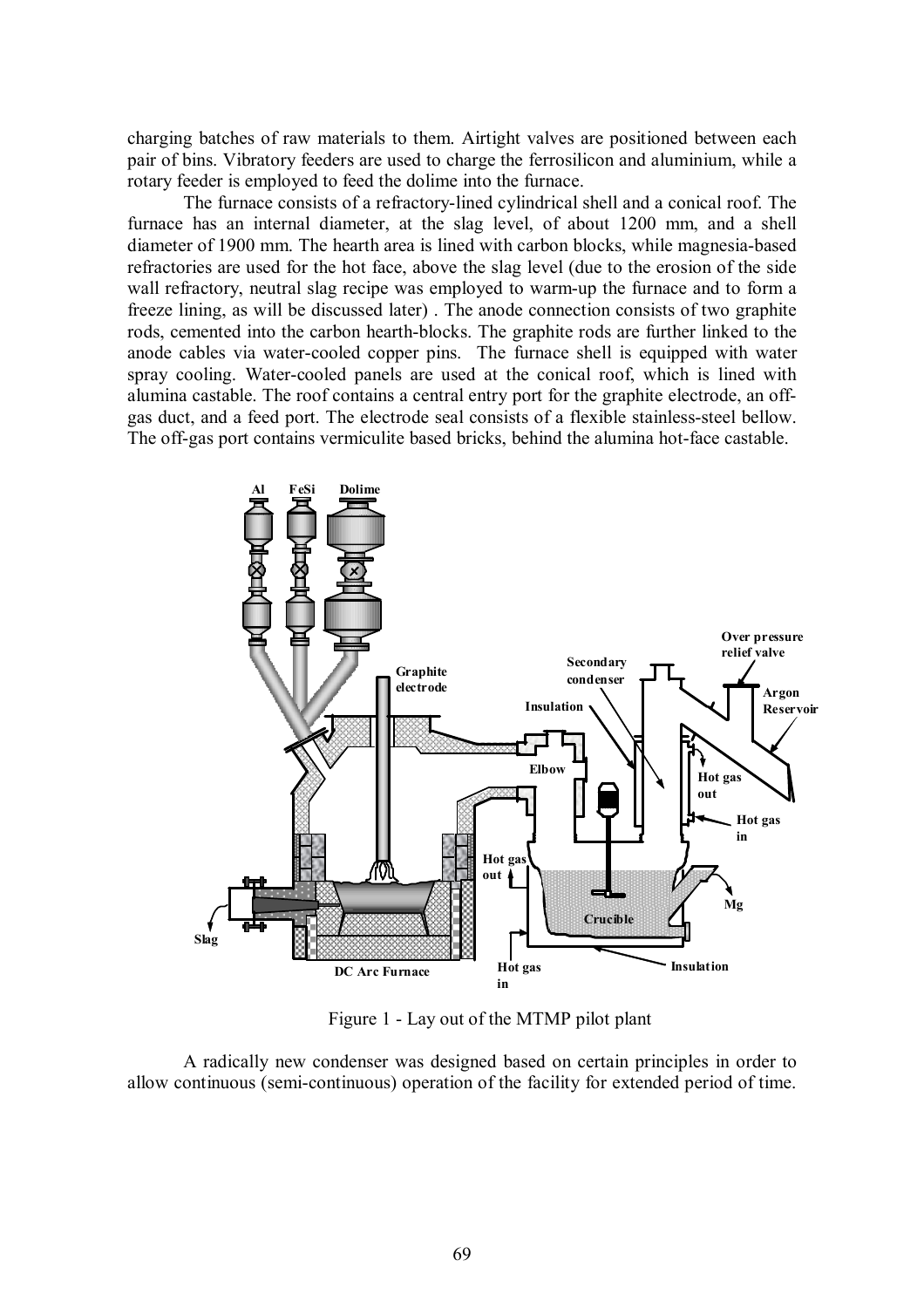charging batches of raw materials to them. Airtight valves are positioned between each pair of bins. Vibratory feeders are used to charge the ferrosilicon and aluminium, while a rotary feeder is employed to feed the dolime into the furnace.

The furnace consists of a refractory-lined cylindrical shell and a conical roof. The furnace has an internal diameter, at the slag level, of about 1200 mm, and a shell diameter of 1900 mm. The hearth area is lined with carbon blocks, while magnesia-based refractories are used for the hot face, above the slag level (due to the erosion of the side wall refractory, neutral slag recipe was employed to warm-up the furnace and to form a freeze lining, as will be discussed later) . The anode connection consists of two graphite rods, cemented into the carbon hearth-blocks. The graphite rods are further linked to the anode cables via water-cooled copper pins. The furnace shell is equipped with water spray cooling. Water-cooled panels are used at the conical roof, which is lined with alumina castable. The roof contains a central entry port for the graphite electrode, an off-gas duct, and a feed port. The electrode seal consists of a flexible stainless-steel bellow. The off-gas port contains vermiculite based bricks, behind the alumina hot-face castable.

Figure 1 - Lay out of the MTMP pilot plant

A radically new condenser was designed based on certain principles in order to allow continuous (semi-continuous) operation of the facility for extended period of time.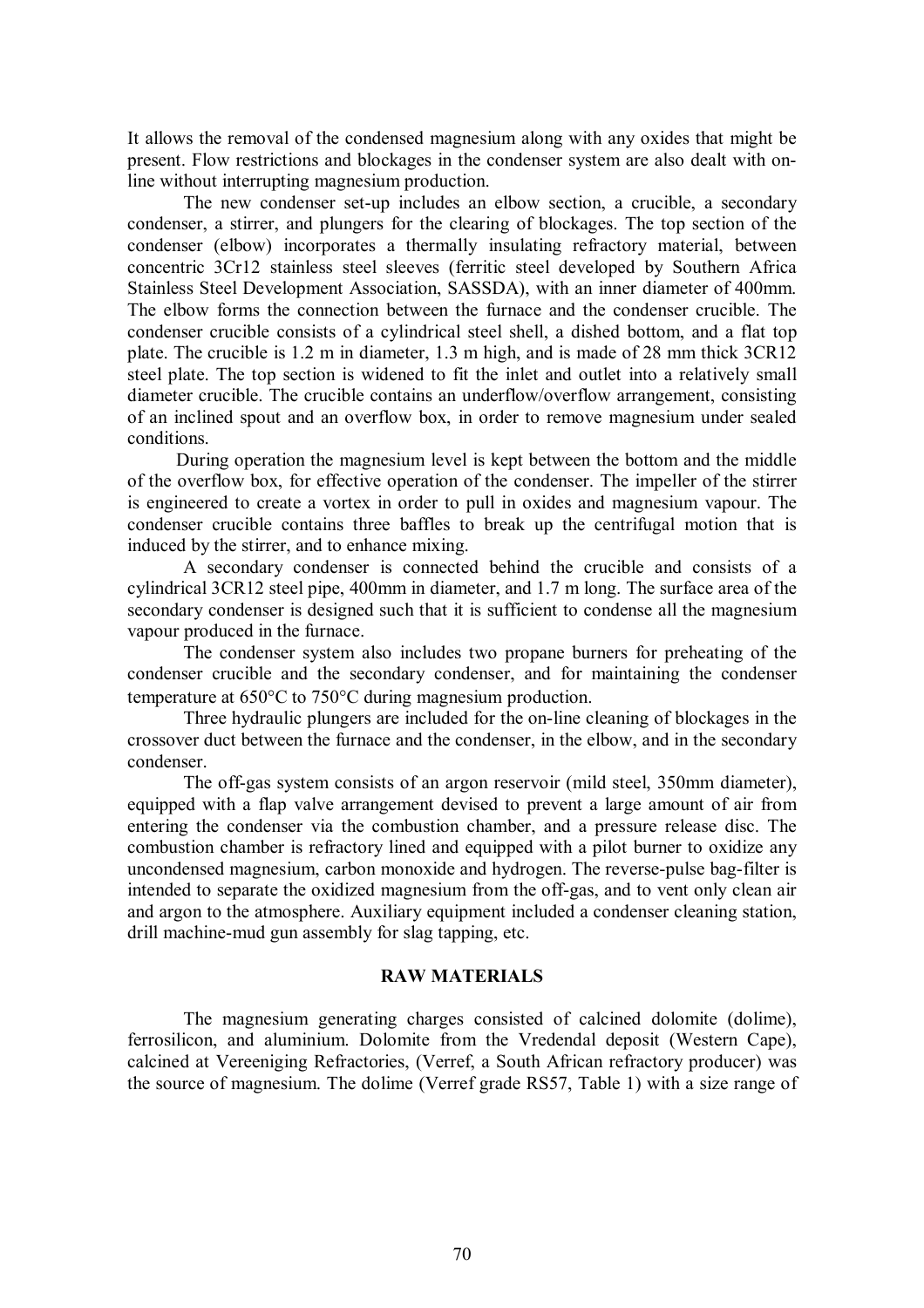It allows the removal of the condensed magnesium along with any oxides that might be present. Flow restrictions and blockages in the condenser system are also dealt with on-line without interrupting magnesium production.

The new condenser set-up includes an elbow section, a crucible, a secondary condenser, a stirrer, and plungers for the clearing of blockages. The top section of the condenser (elbow) incorporates a thermally insulating refractory material, between concentric 3Cr12 stainless steel sleeves (ferritic steel developed by Southern Africa Stainless Steel Development Association, SASSDA), with an inner diameter of 400mm. The elbow forms the connection between the furnace and the condenser crucible. The condenser crucible consists of a cylindrical steel shell, a dished bottom, and a flat top plate. The crucible is 1.2 m in diameter, 1.3 m high, and is made of 28 mm thick 3CR12 steel plate. The top section is widened to fit the inlet and outlet into a relatively small diameter crucible. The crucible contains an underflow/overflow arrangement, consisting of an inclined spout and an overflow box, in order to remove magnesium under sealed conditions.

During operation the magnesium level is kept between the bottom and the middle of the overflow box, for effective operation of the condenser. The impeller of the stirrer is engineered to create a vortex in order to pull in oxides and magnesium vapour. The condenser crucible contains three baffles to break up the centrifugal motion that is induced by the stirrer, and to enhance mixing.

A secondary condenser is connected behind the crucible and consists of a cylindrical 3CR12 steel pipe, 400mm in diameter, and 1.7 m long. The surface area of the secondary condenser is designed such that it is sufficient to condense all the magnesium vapour produced in the furnace.

The condenser system also includes two propane burners for preheating of the condenser crucible and the secondary condenser, and for maintaining the condenser temperature at 650°C to 750°C during magnesium production.

Three hydraulic plungers are included for the on-line cleaning of blockages in the crossover duct between the furnace and the condenser, in the elbow, and in the secondary condenser.

The off-gas system consists of an argon reservoir (mild steel, 350mm diameter), equipped with a flap valve arrangement devised to prevent a large amount of air from entering the condenser via the combustion chamber, and a pressure release disc. The combustion chamber is refractory lined and equipped with a pilot burner to oxidize any uncondensed magnesium, carbon monoxide and hydrogen. The reverse-pulse bag-filter is intended to separate the oxidized magnesium from the off-gas, and to vent only clean air and argon to the atmosphere. Auxiliary equipment included a condenser cleaning station, drill machine-mud gun assembly for slag tapping, etc.

## RAW MATERIALS

The magnesium generating charges consisted of calcined dolomite (dolime), ferrosilicon, and aluminium. Dolomite from the Vredendal deposit (Western Cape), calcined at Vereeniging Refractories, (Verref, a South African refractory producer) was the source of magnesium. The dolime (Verref grade RS57, Table 1) with a size range of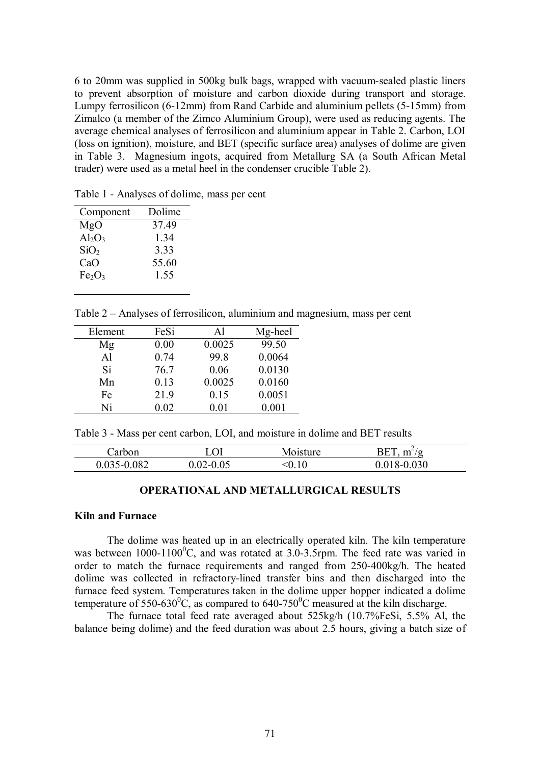6 to 20mm was supplied in 500kg bulk bags, wrapped with vacuum-sealed plastic liners to prevent absorption of moisture and carbon dioxide during transport and storage. Lumpy ferrosilicon (6-12mm) from Rand Carbide and aluminium pellets (5-15mm) from Zimalco (a member of the Zimco Aluminium Group), were used as reducing agents. The average chemical analyses of ferrosilicon and aluminium appear in Table 2. Carbon, LOI (loss on ignition), moisture, and BET (specific surface area) analyses of dolime are given in Table 3. Magnesium ingots, acquired from Metallurg SA (a South African Metal trader) were used as a metal heel in the condenser crucible Table 2).

Table 1 - Analyses of dolime, mass per cent

| Component | Dolime |
|---|---|
| MgO | 37.49 |
| $Al_2O_3$ | 1.34 |
| $SiO_2$ | 3.33 |
| CaO | 55.60 |
| $Fe_2O_3$ | 1.55 |

Table 2 – Analyses of ferrosilicon, aluminium and magnesium, mass per cent

| Element | FeSi | Al | Mg-heel |
|---|---|---|---|
| Mg | 0.00 | 0.0025 | 99.50 |
| Al | 0.74 | 99.8 | 0.0064 |
| Si | 76.7 | 0.06 | 0.0130 |
| Mn | 0.13 | 0.0025 | 0.0160 |
| Fe | 21.9 | 0.15 | 0.0051 |
| Ni | 0.02 | 0.01 | 0.001 |

Table 3 - Mass per cent carbon, LOI, and moisture in dolime and BET results

| Carbon | LOI | Moisture | BET, $m^2/g$ |
|---|---|---|---|
| 0.035-0.082 | 0.02-0.05 | <0.10 | 0.018-0.030 |

## OPERATIONAL AND METALLURGICAL RESULTS

### Kiln and Furnace

The dolime was heated up in an electrically operated kiln. The kiln temperature was between 1000-1100$^0$C, and was rotated at 3.0-3.5rpm. The feed rate was varied in order to match the furnace requirements and ranged from 250-400kg/h. The heated dolime was collected in refractory-lined transfer bins and then discharged into the furnace feed system. Temperatures taken in the dolime upper hopper indicated a dolime temperature of 550-630$^0$C, as compared to 640-750$^0$C measured at the kiln discharge.

The furnace total feed rate averaged about 525kg/h (10.7%FeSi, 5.5% Al, the balance being dolime) and the feed duration was about 2.5 hours, giving a batch size of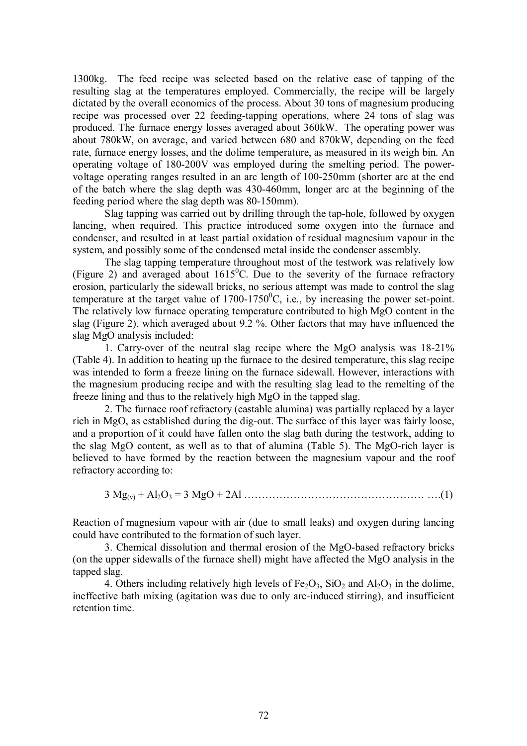1300kg. The feed recipe was selected based on the relative ease of tapping of the resulting slag at the temperatures employed. Commercially, the recipe will be largely dictated by the overall economics of the process. About 30 tons of magnesium producing recipe was processed over 22 feeding-tapping operations, where 24 tons of slag was produced. The furnace energy losses averaged about 360kW. The operating power was about 780kW, on average, and varied between 680 and 870kW, depending on the feed rate, furnace energy losses, and the dolime temperature, as measured in its weigh bin. An operating voltage of 180-200V was employed during the smelting period. The power-voltage operating ranges resulted in an arc length of 100-250mm (shorter arc at the end of the batch where the slag depth was 430-460mm, longer arc at the beginning of the feeding period where the slag depth was 80-150mm).

Slag tapping was carried out by drilling through the tap-hole, followed by oxygen lancing, when required. This practice introduced some oxygen into the furnace and condenser, and resulted in at least partial oxidation of residual magnesium vapour in the system, and possibly some of the condensed metal inside the condenser assembly.

The slag tapping temperature throughout most of the testwork was relatively low (Figure 2) and averaged about $1615^0$C. Due to the severity of the furnace refractory erosion, particularly the sidewall bricks, no serious attempt was made to control the slag temperature at the target value of $1700$-$1750^0$C, i.e., by increasing the power set-point. The relatively low furnace operating temperature contributed to high MgO content in the slag (Figure 2), which averaged about 9.2 %. Other factors that may have influenced the slag MgO analysis included:

1. Carry-over of the neutral slag recipe where the MgO analysis was 18-21% (Table 4). In addition to heating up the furnace to the desired temperature, this slag recipe was intended to form a freeze lining on the furnace sidewall. However, interactions with the magnesium producing recipe and with the resulting slag lead to the remelting of the freeze lining and thus to the relatively high MgO in the tapped slag.

2. The furnace roof refractory (castable alumina) was partially replaced by a layer rich in MgO, as established during the dig-out. The surface of this layer was fairly loose, and a proportion of it could have fallen onto the slag bath during the testwork, adding to the slag MgO content, as well as to that of alumina (Table 5). The MgO-rich layer is believed to have formed by the reaction between the magnesium vapour and the roof refractory according to:

$$3\ Mg_{(v)} + Al_2O_3 = 3\ MgO + 2Al \qquad (1)$$

Reaction of magnesium vapour with air (due to small leaks) and oxygen during lancing could have contributed to the formation of such layer.

3. Chemical dissolution and thermal erosion of the MgO-based refractory bricks (on the upper sidewalls of the furnace shell) might have affected the MgO analysis in the tapped slag.

4. Others including relatively high levels of $Fe_2O_3$, $SiO_2$ and $Al_2O_3$ in the dolime, ineffective bath mixing (agitation was due to only arc-induced stirring), and insufficient retention time.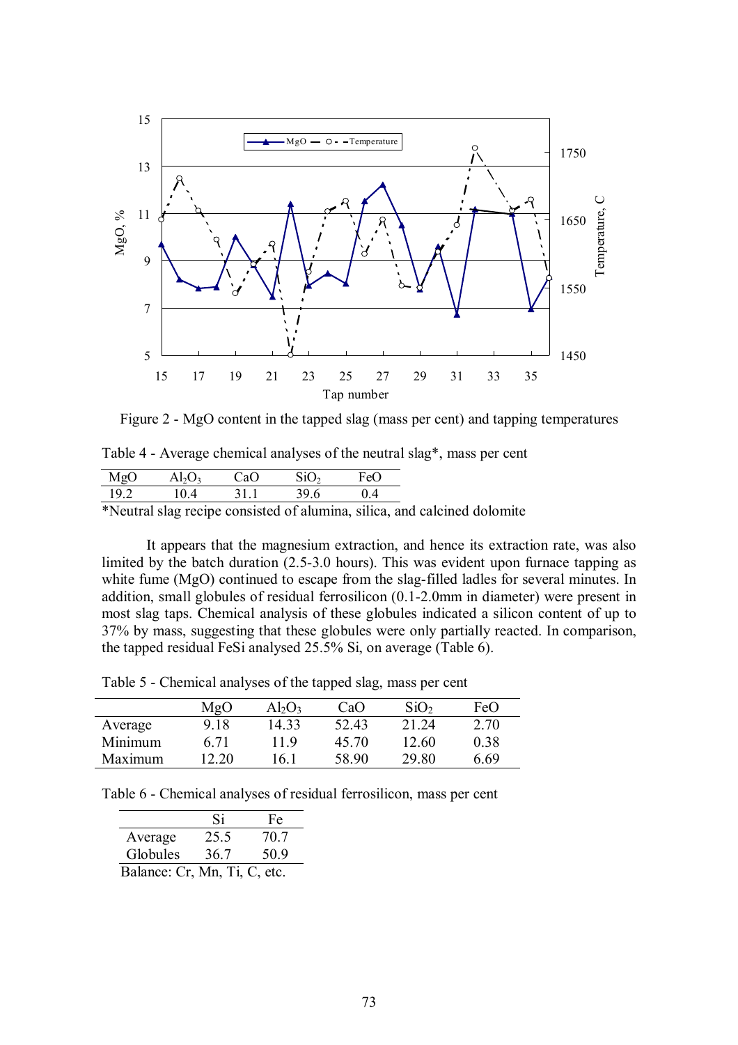Figure 2 - MgO content in the tapped slag (mass per cent) and tapping temperatures

Table 4 - Average chemical analyses of the neutral slag*, mass per cent

| MgO | $Al_2O_3$ | CaO | $SiO_2$ | FeO |
|---|---|---|---|---|
| 19.2 | 10.4 | 31.1 | 39.6 | 0.4 |

*Neutral slag recipe consisted of alumina, silica, and calcined dolomite

It appears that the magnesium extraction, and hence its extraction rate, was also limited by the batch duration (2.5-3.0 hours). This was evident upon furnace tapping as white fume (MgO) continued to escape from the slag-filled ladles for several minutes. In addition, small globules of residual ferrosilicon (0.1-2.0mm in diameter) were present in most slag taps. Chemical analysis of these globules indicated a silicon content of up to 37% by mass, suggesting that these globules were only partially reacted. In comparison, the tapped residual FeSi analysed 25.5% Si, on average (Table 6).

Table 5 - Chemical analyses of the tapped slag, mass per cent

| | MgO | $Al_2O_3$ | CaO | $SiO_2$ | FeO |
|---|---|---|---|---|---|
| Average | 9.18 | 14.33 | 52.43 | 21.24 | 2.70 |
| Minimum | 6.71 | 11.9 | 45.70 | 12.60 | 0.38 |
| Maximum | 12.20 | 16.1 | 58.90 | 29.80 | 6.69 |

Table 6 - Chemical analyses of residual ferrosilicon, mass per cent

| | Si | Fe |
|---|---|---|
| Average | 25.5 | 70.7 |
| Globules | 36.7 | 50.9 |

Balance: Cr, Mn, Ti, C, etc.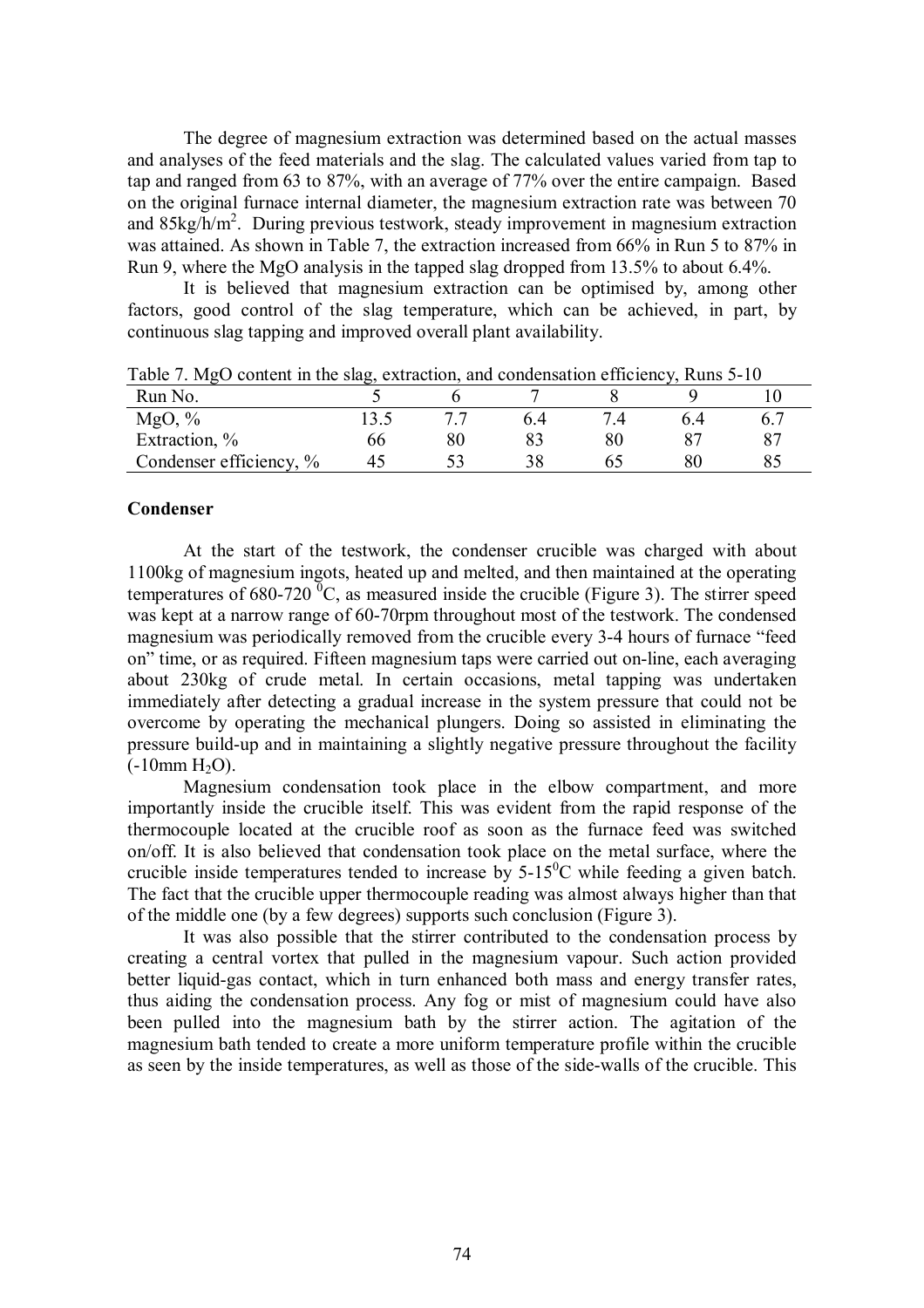The degree of magnesium extraction was determined based on the actual masses and analyses of the feed materials and the slag. The calculated values varied from tap to tap and ranged from 63 to 87%, with an average of 77% over the entire campaign. Based on the original furnace internal diameter, the magnesium extraction rate was between 70 and 85kg/h/m$^2$. During previous testwork, steady improvement in magnesium extraction was attained. As shown in Table 7, the extraction increased from 66% in Run 5 to 87% in Run 9, where the MgO analysis in the tapped slag dropped from 13.5% to about 6.4%.

It is believed that magnesium extraction can be optimised by, among other factors, good control of the slag temperature, which can be achieved, in part, by continuous slag tapping and improved overall plant availability.

Table 7. MgO content in the slag, extraction, and condensation efficiency, Runs 5-10

| Run No. | 5 | 6 | 7 | 8 | 9 | 10 |
|---|---|---|---|---|---|---|
| MgO, % | 13.5 | 7.7 | 6.4 | 7.4 | 6.4 | 6.7 |
| Extraction, % | 66 | 80 | 83 | 80 | 87 | 87 |
| Condenser efficiency, % | 45 | 53 | 38 | 65 | 80 | 85 |

**Condenser**

At the start of the testwork, the condenser crucible was charged with about 1100kg of magnesium ingots, heated up and melted, and then maintained at the operating temperatures of 680-720 $^0$C, as measured inside the crucible (Figure 3). The stirrer speed was kept at a narrow range of 60-70rpm throughout most of the testwork. The condensed magnesium was periodically removed from the crucible every 3-4 hours of furnace "feed on" time, or as required. Fifteen magnesium taps were carried out on-line, each averaging about 230kg of crude metal. In certain occasions, metal tapping was undertaken immediately after detecting a gradual increase in the system pressure that could not be overcome by operating the mechanical plungers. Doing so assisted in eliminating the pressure build-up and in maintaining a slightly negative pressure throughout the facility (-10mm $H_2O$).

Magnesium condensation took place in the elbow compartment, and more importantly inside the crucible itself. This was evident from the rapid response of the thermocouple located at the crucible roof as soon as the furnace feed was switched on/off. It is also believed that condensation took place on the metal surface, where the crucible inside temperatures tended to increase by 5-15$^0$C while feeding a given batch. The fact that the crucible upper thermocouple reading was almost always higher than that of the middle one (by a few degrees) supports such conclusion (Figure 3).

It was also possible that the stirrer contributed to the condensation process by creating a central vortex that pulled in the magnesium vapour. Such action provided better liquid-gas contact, which in turn enhanced both mass and energy transfer rates, thus aiding the condensation process. Any fog or mist of magnesium could have also been pulled into the magnesium bath by the stirrer action. The agitation of the magnesium bath tended to create a more uniform temperature profile within the crucible as seen by the inside temperatures, as well as those of the side-walls of the crucible. This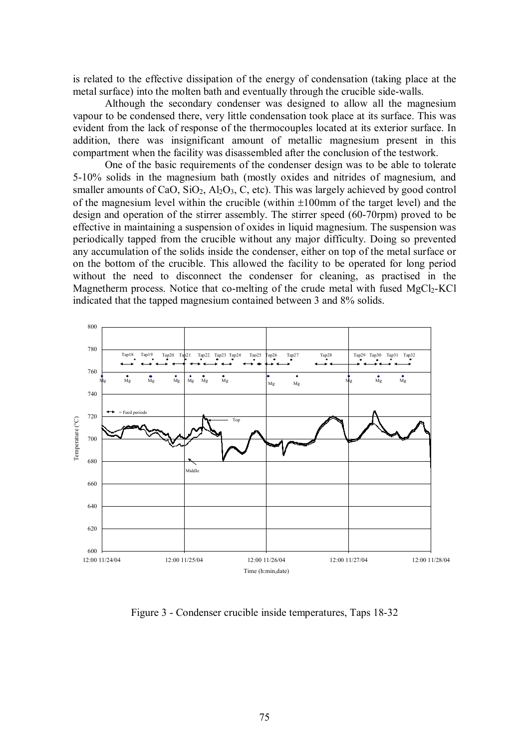is related to the effective dissipation of the energy of condensation (taking place at the metal surface) into the molten bath and eventually through the crucible side-walls.

Although the secondary condenser was designed to allow all the magnesium vapour to be condensed there, very little condensation took place at its surface. This was evident from the lack of response of the thermocouples located at its exterior surface. In addition, there was insignificant amount of metallic magnesium present in this compartment when the facility was disassembled after the conclusion of the testwork.

One of the basic requirements of the condenser design was to be able to tolerate 5-10% solids in the magnesium bath (mostly oxides and nitrides of magnesium, and smaller amounts of CaO, $SiO_2$, $Al_2O_3$, C, etc). This was largely achieved by good control of the magnesium level within the crucible (within ±100mm of the target level) and the design and operation of the stirrer assembly. The stirrer speed (60-70rpm) proved to be effective in maintaining a suspension of oxides in liquid magnesium. The suspension was periodically tapped from the crucible without any major difficulty. Doing so prevented any accumulation of the solids inside the condenser, either on top of the metal surface or on the bottom of the crucible. This allowed the facility to be operated for long period without the need to disconnect the condenser for cleaning, as practised in the Magnetherm process. Notice that co-melting of the crude metal with fused $MgCl_2$-KCl indicated that the tapped magnesium contained between 3 and 8% solids.

Figure 3 - Condenser crucible inside temperatures, Taps 18-32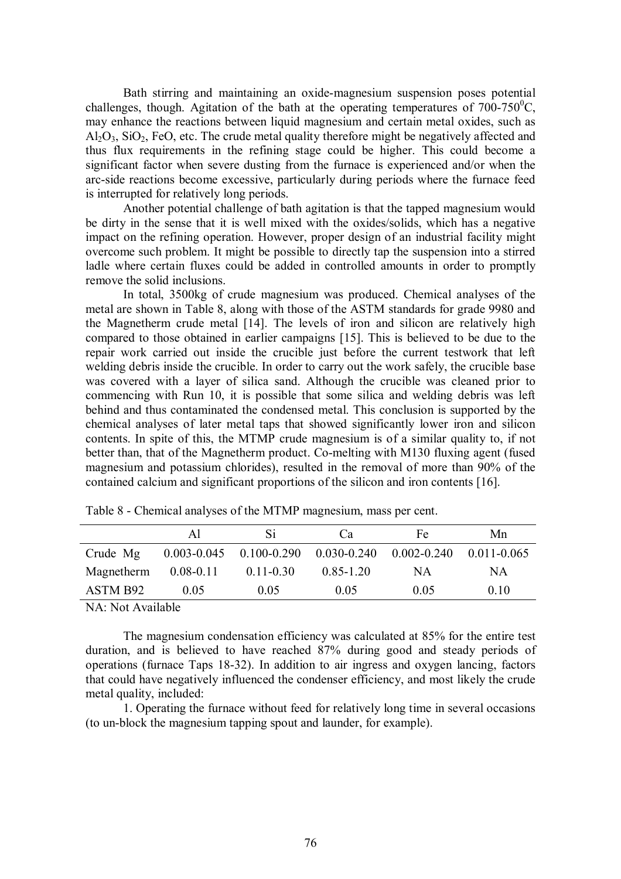Bath stirring and maintaining an oxide-magnesium suspension poses potential challenges, though. Agitation of the bath at the operating temperatures of 700-750$^0$C, may enhance the reactions between liquid magnesium and certain metal oxides, such as $Al_2O_3$, $SiO_2$, FeO, etc. The crude metal quality therefore might be negatively affected and thus flux requirements in the refining stage could be higher. This could become a significant factor when severe dusting from the furnace is experienced and/or when the arc-side reactions become excessive, particularly during periods where the furnace feed is interrupted for relatively long periods.

Another potential challenge of bath agitation is that the tapped magnesium would be dirty in the sense that it is well mixed with the oxides/solids, which has a negative impact on the refining operation. However, proper design of an industrial facility might overcome such problem. It might be possible to directly tap the suspension into a stirred ladle where certain fluxes could be added in controlled amounts in order to promptly remove the solid inclusions.

In total, 3500kg of crude magnesium was produced. Chemical analyses of the metal are shown in Table 8, along with those of the ASTM standards for grade 9980 and the Magnetherm crude metal [14]. The levels of iron and silicon are relatively high compared to those obtained in earlier campaigns [15]. This is believed to be due to the repair work carried out inside the crucible just before the current testwork that left welding debris inside the crucible. In order to carry out the work safely, the crucible base was covered with a layer of silica sand. Although the crucible was cleaned prior to commencing with Run 10, it is possible that some silica and welding debris was left behind and thus contaminated the condensed metal. This conclusion is supported by the chemical analyses of later metal taps that showed significantly lower iron and silicon contents. In spite of this, the MTMP crude magnesium is of a similar quality to, if not better than, that of the Magnetherm product. Co-melting with M130 fluxing agent (fused magnesium and potassium chlorides), resulted in the removal of more than 90% of the contained calcium and significant proportions of the silicon and iron contents [16].

Table 8 - Chemical analyses of the MTMP magnesium, mass per cent.

| | Al | Si | Ca | Fe | Mn |
|---|---|---|---|---|---|
| Crude Mg | 0.003-0.045 | 0.100-0.290 | 0.030-0.240 | 0.002-0.240 | 0.011-0.065 |
| Magnetherm | 0.08-0.11 | 0.11-0.30 | 0.85-1.20 | NA | NA |
| ASTM B92 | 0.05 | 0.05 | 0.05 | 0.05 | 0.10 |

NA: Not Available

The magnesium condensation efficiency was calculated at 85% for the entire test duration, and is believed to have reached 87% during good and steady periods of operations (furnace Taps 18-32). In addition to air ingress and oxygen lancing, factors that could have negatively influenced the condenser efficiency, and most likely the crude metal quality, included:

1. Operating the furnace without feed for relatively long time in several occasions (to un-block the magnesium tapping spout and launder, for example).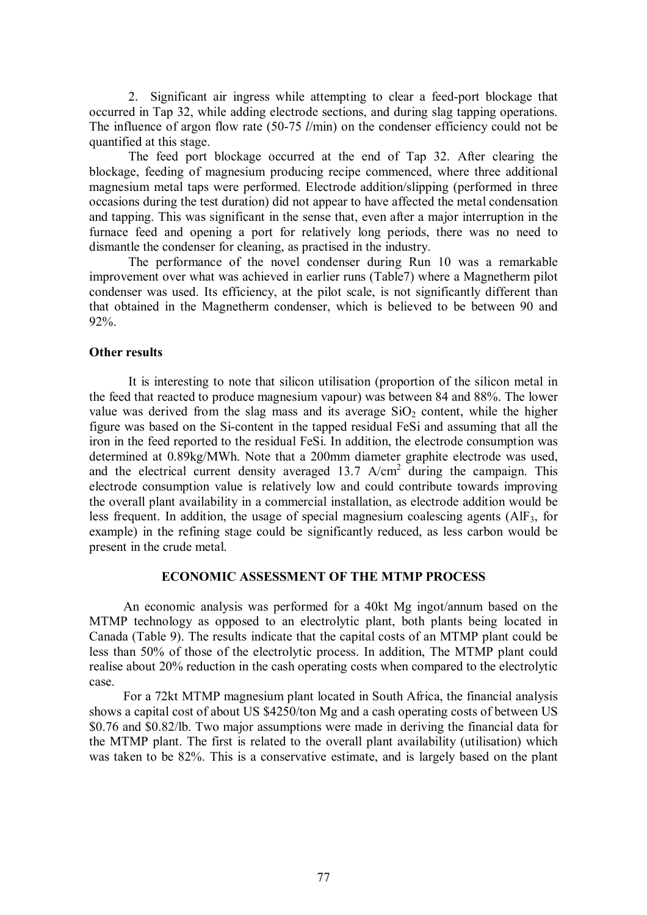2. Significant air ingress while attempting to clear a feed-port blockage that occurred in Tap 32, while adding electrode sections, and during slag tapping operations. The influence of argon flow rate (50-75 *l*/min) on the condenser efficiency could not be quantified at this stage.

The feed port blockage occurred at the end of Tap 32. After clearing the blockage, feeding of magnesium producing recipe commenced, where three additional magnesium metal taps were performed. Electrode addition/slipping (performed in three occasions during the test duration) did not appear to have affected the metal condensation and tapping. This was significant in the sense that, even after a major interruption in the furnace feed and opening a port for relatively long periods, there was no need to dismantle the condenser for cleaning, as practised in the industry.

The performance of the novel condenser during Run 10 was a remarkable improvement over what was achieved in earlier runs (Table7) where a Magnetherm pilot condenser was used. Its efficiency, at the pilot scale, is not significantly different than that obtained in the Magnetherm condenser, which is believed to be between 90 and 92%.

### Other results

It is interesting to note that silicon utilisation (proportion of the silicon metal in the feed that reacted to produce magnesium vapour) was between 84 and 88%. The lower value was derived from the slag mass and its average $SiO_2$ content, while the higher figure was based on the Si-content in the tapped residual FeSi and assuming that all the iron in the feed reported to the residual FeSi. In addition, the electrode consumption was determined at 0.89kg/MWh. Note that a 200mm diameter graphite electrode was used, and the electrical current density averaged 13.7 $A/cm^2$ during the campaign. This electrode consumption value is relatively low and could contribute towards improving the overall plant availability in a commercial installation, as electrode addition would be less frequent. In addition, the usage of special magnesium coalescing agents ($AlF_3$, for example) in the refining stage could be significantly reduced, as less carbon would be present in the crude metal.

## ECONOMIC ASSESSMENT OF THE MTMP PROCESS

An economic analysis was performed for a 40kt Mg ingot/annum based on the MTMP technology as opposed to an electrolytic plant, both plants being located in Canada (Table 9). The results indicate that the capital costs of an MTMP plant could be less than 50% of those of the electrolytic process. In addition, The MTMP plant could realise about 20% reduction in the cash operating costs when compared to the electrolytic case.

For a 72kt MTMP magnesium plant located in South Africa, the financial analysis shows a capital cost of about US \$4250/ton Mg and a cash operating costs of between US \$0.76 and \$0.82/lb. Two major assumptions were made in deriving the financial data for the MTMP plant. The first is related to the overall plant availability (utilisation) which was taken to be 82%. This is a conservative estimate, and is largely based on the plant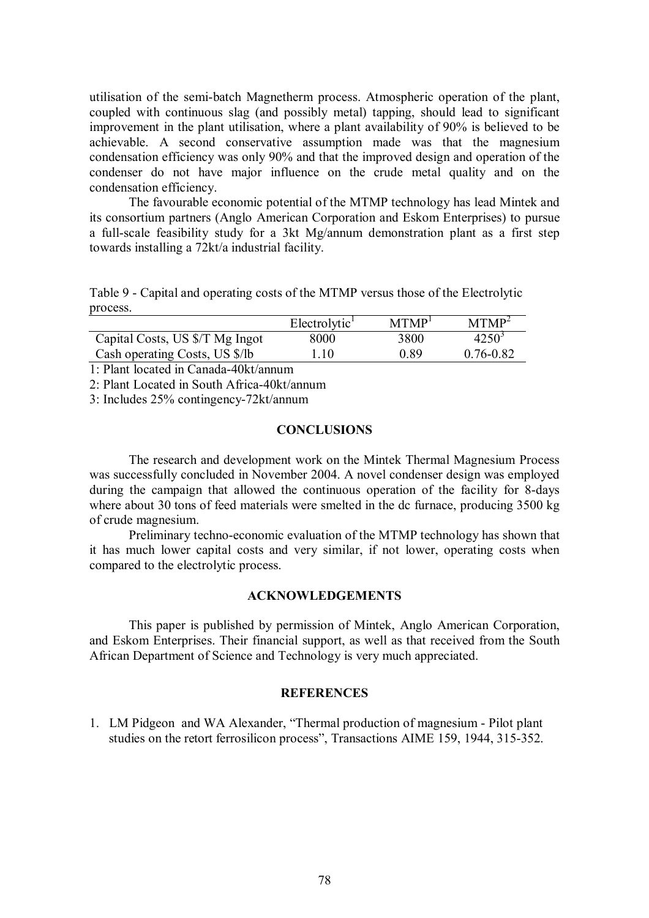utilisation of the semi-batch Magnetherm process. Atmospheric operation of the plant, coupled with continuous slag (and possibly metal) tapping, should lead to significant improvement in the plant utilisation, where a plant availability of 90% is believed to be achievable. A second conservative assumption made was that the magnesium condensation efficiency was only 90% and that the improved design and operation of the condenser do not have major influence on the crude metal quality and on the condensation efficiency.

The favourable economic potential of the MTMP technology has lead Mintek and its consortium partners (Anglo American Corporation and Eskom Enterprises) to pursue a full-scale feasibility study for a 3kt Mg/annum demonstration plant as a first step towards installing a 72kt/a industrial facility.

Table 9 - Capital and operating costs of the MTMP versus those of the Electrolytic process.

| | Electrolytic[1] | MTMP[1] | MTMP[2] |
|---|---|---|---|
| Capital Costs, US $/T Mg Ingot | 8000 | 3800 | 4250[3] |
| Cash operating Costs, US $/lb | 1.10 | 0.89 | 0.76-0.82 |

1: Plant located in Canada-40kt/annum

2: Plant Located in South Africa-40kt/annum

3: Includes 25% contingency-72kt/annum

## CONCLUSIONS

The research and development work on the Mintek Thermal Magnesium Process was successfully concluded in November 2004. A novel condenser design was employed during the campaign that allowed the continuous operation of the facility for 8-days where about 30 tons of feed materials were smelted in the dc furnace, producing 3500 kg of crude magnesium.

Preliminary techno-economic evaluation of the MTMP technology has shown that it has much lower capital costs and very similar, if not lower, operating costs when compared to the electrolytic process.

## ACKNOWLEDGEMENTS

This paper is published by permission of Mintek, Anglo American Corporation, and Eskom Enterprises. Their financial support, as well as that received from the South African Department of Science and Technology is very much appreciated.

## REFERENCES

1. LM Pidgeon and WA Alexander, "Thermal production of magnesium - Pilot plant studies on the retort ferrosilicon process", Transactions AIME 159, 1944, 315-352.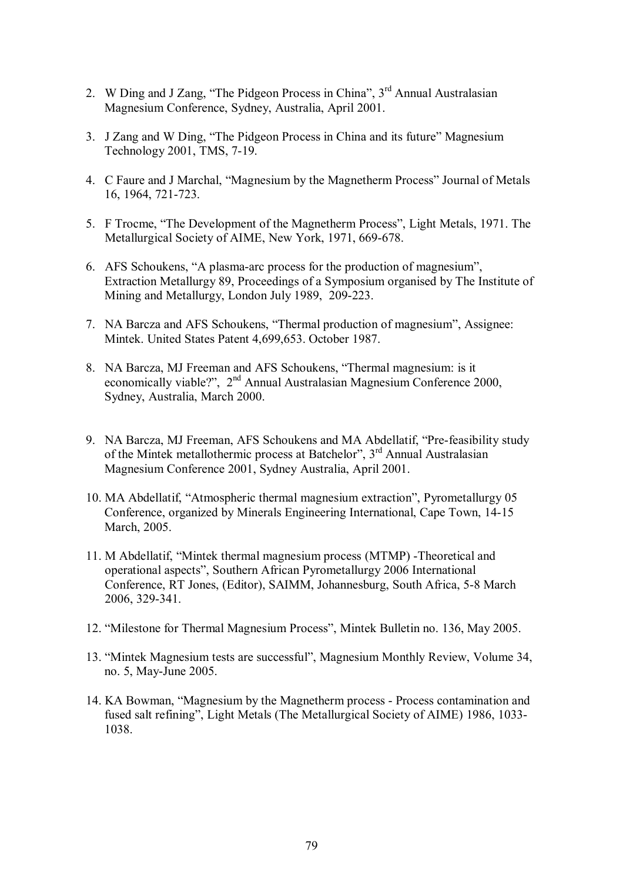2. W Ding and J Zang, "The Pidgeon Process in China", 3rd Annual Australasian Magnesium Conference, Sydney, Australia, April 2001.

3. J Zang and W Ding, "The Pidgeon Process in China and its future" Magnesium Technology 2001, TMS, 7-19.

4. C Faure and J Marchal, "Magnesium by the Magnetherm Process" Journal of Metals 16, 1964, 721-723.

5. F Trocme, "The Development of the Magnetherm Process", Light Metals, 1971. The Metallurgical Society of AIME, New York, 1971, 669-678.

6. AFS Schoukens, "A plasma-arc process for the production of magnesium", Extraction Metallurgy 89, Proceedings of a Symposium organised by The Institute of Mining and Metallurgy, London July 1989, 209-223.

7. NA Barcza and AFS Schoukens, "Thermal production of magnesium", Assignee: Mintek. United States Patent 4,699,653. October 1987.

8. NA Barcza, MJ Freeman and AFS Schoukens, "Thermal magnesium: is it economically viable?", 2nd Annual Australasian Magnesium Conference 2000, Sydney, Australia, March 2000.

9. NA Barcza, MJ Freeman, AFS Schoukens and MA Abdellatif, "Pre-feasibility study of the Mintek metallothermic process at Batchelor", 3rd Annual Australasian Magnesium Conference 2001, Sydney Australia, April 2001.

10. MA Abdellatif, "Atmospheric thermal magnesium extraction", Pyrometallurgy 05 Conference, organized by Minerals Engineering International, Cape Town, 14-15 March, 2005.

11. M Abdellatif, "Mintek thermal magnesium process (MTMP) -Theoretical and operational aspects", Southern African Pyrometallurgy 2006 International Conference, RT Jones, (Editor), SAIMM, Johannesburg, South Africa, 5-8 March 2006, 329-341.

12. "Milestone for Thermal Magnesium Process", Mintek Bulletin no. 136, May 2005.

13. "Mintek Magnesium tests are successful", Magnesium Monthly Review, Volume 34, no. 5, May-June 2005.

14. KA Bowman, "Magnesium by the Magnetherm process - Process contamination and fused salt refining", Light Metals (The Metallurgical Society of AIME) 1986, 1033-1038.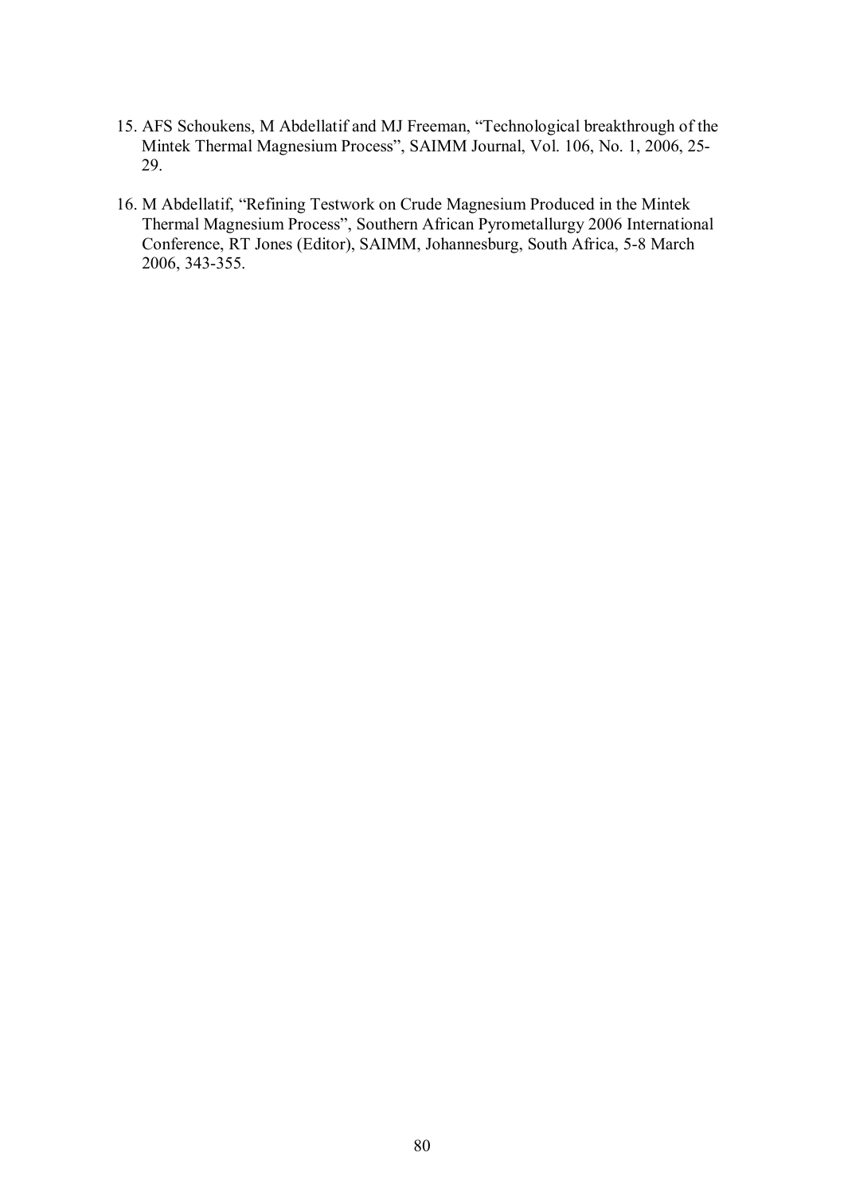15. AFS Schoukens, M Abdellatif and MJ Freeman, "Technological breakthrough of the Mintek Thermal Magnesium Process", SAIMM Journal, Vol. 106, No. 1, 2006, 25-29.

16. M Abdellatif, "Refining Testwork on Crude Magnesium Produced in the Mintek Thermal Magnesium Process", Southern African Pyrometallurgy 2006 International Conference, RT Jones (Editor), SAIMM, Johannesburg, South Africa, 5-8 March 2006, 343-355.